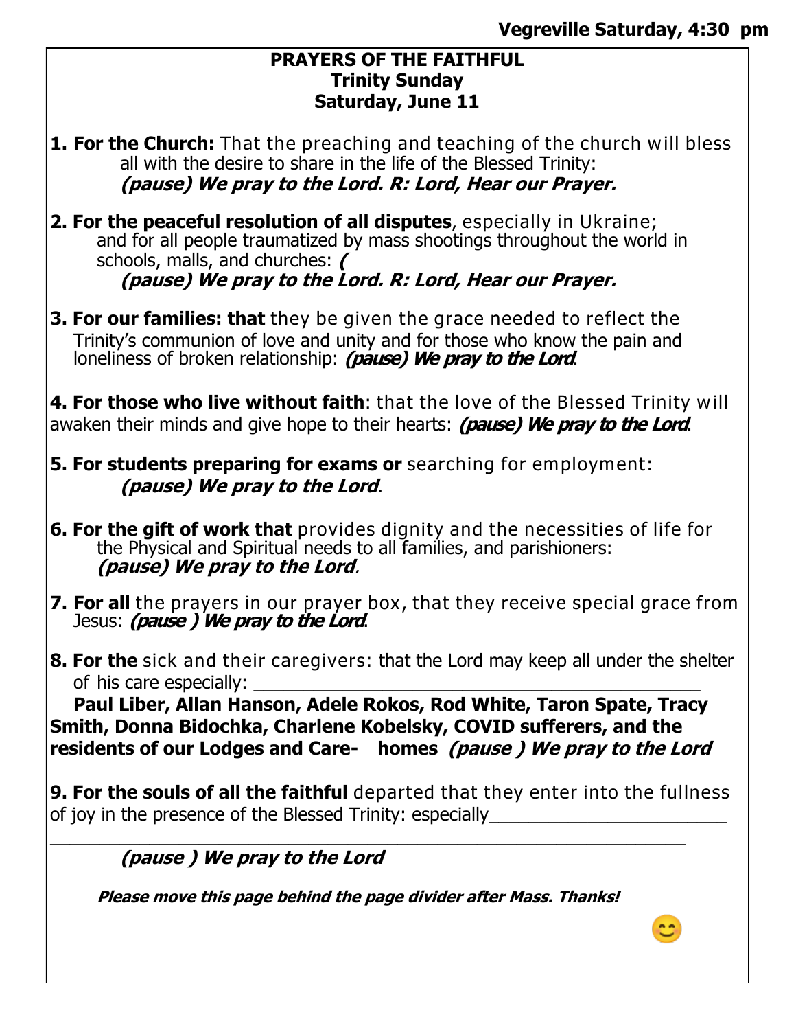**Vegreville Saturday, 4:30 pm**

**PRAYERS OF THE FAITHFUL**
**Trinity Sunday**
**Saturday, June 11**

**1. For the Church:** That the preaching and teaching of the church will bless all with the desire to share in the life of the Blessed Trinity:
***(pause) We pray to the Lord. R: Lord, Hear our Prayer.***

**2. For the peaceful resolution of all disputes**, especially in Ukraine; and for all people traumatized by mass shootings throughout the world in schools, malls, and churches: ***(***
***(pause) We pray to the Lord. R: Lord, Hear our Prayer.***

**3. For our families: that** they be given the grace needed to reflect the Trinity's communion of love and unity and for those who know the pain and loneliness of broken relationship: ***(pause) We pray to the Lord***.

**4. For those who live without faith**: that the love of the Blessed Trinity will awaken their minds and give hope to their hearts: ***(pause) We pray to the Lord***.

**5. For students preparing for exams or** searching for employment:
***(pause) We pray to the Lord***.

**6. For the gift of work that** provides dignity and the necessities of life for the Physical and Spiritual needs to all families, and parishioners:
***(pause) We pray to the Lord.***

**7. For all** the prayers in our prayer box, that they receive special grace from Jesus: ***(pause ) We pray to the Lord***.

**8. For the** sick and their caregivers: that the Lord may keep all under the shelter of his care especially: ____________________________________________
**Paul Liber, Allan Hanson, Adele Rokos, Rod White, Taron Spate, Tracy Smith, Donna Bidochka, Charlene Kobelsky, COVID sufferers, and the residents of our Lodges and Care- homes** ***(pause ) We pray to the Lord***

**9. For the souls of all the faithful** departed that they enter into the fullness of joy in the presence of the Blessed Trinity: especially_______________________
_______________________________________________________________
***(pause ) We pray to the Lord***

***Please move this page behind the page divider after Mass. Thanks!***

😊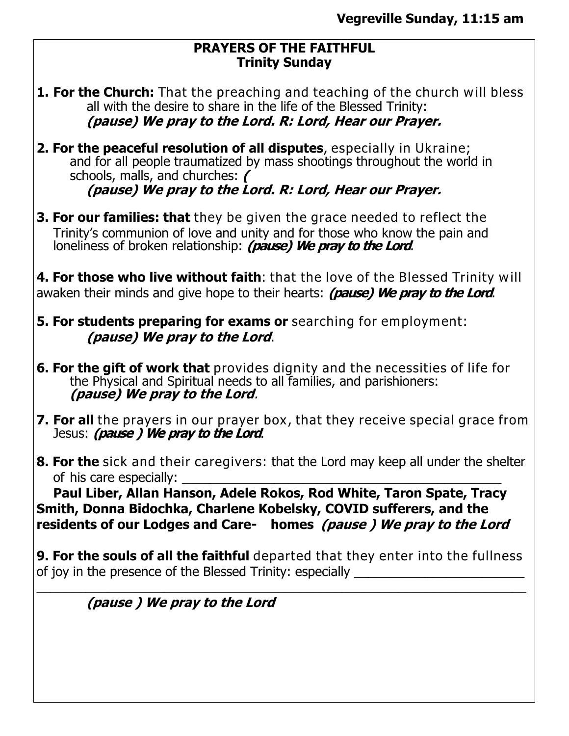**Vegreville Sunday, 11:15 am**

## PRAYERS OF THE FAITHFUL
### Trinity Sunday

**1. For the Church:** That the preaching and teaching of the church will bless all with the desire to share in the life of the Blessed Trinity:
***(pause) We pray to the Lord. R: Lord, Hear our Prayer.***

**2. For the peaceful resolution of all disputes**, especially in Ukraine; and for all people traumatized by mass shootings throughout the world in schools, malls, and churches: ***(***
***(pause) We pray to the Lord. R: Lord, Hear our Prayer.***

**3. For our families: that** they be given the grace needed to reflect the Trinity's communion of love and unity and for those who know the pain and loneliness of broken relationship: ***(pause) We pray to the Lord***.

**4. For those who live without faith**: that the love of the Blessed Trinity will awaken their minds and give hope to their hearts: ***(pause) We pray to the Lord***.

**5. For students preparing for exams or** searching for employment:
***(pause) We pray to the Lord***.

**6. For the gift of work that** provides dignity and the necessities of life for the Physical and Spiritual needs to all families, and parishioners:
***(pause) We pray to the Lord.***

**7. For all** the prayers in our prayer box, that they receive special grace from Jesus: ***(pause ) We pray to the Lord***.

**8. For the** sick and their caregivers: that the Lord may keep all under the shelter of his care especially: ______________________________________________

**Paul Liber, Allan Hanson, Adele Rokos, Rod White, Taron Spate, Tracy Smith, Donna Bidochka, Charlene Kobelsky, COVID sufferers, and the residents of our Lodges and Care- homes *(pause ) We pray to the Lord***

**9. For the souls of all the faithful** departed that they enter into the fullness of joy in the presence of the Blessed Trinity: especially ________________________
______________________________________________________________________

***(pause ) We pray to the Lord***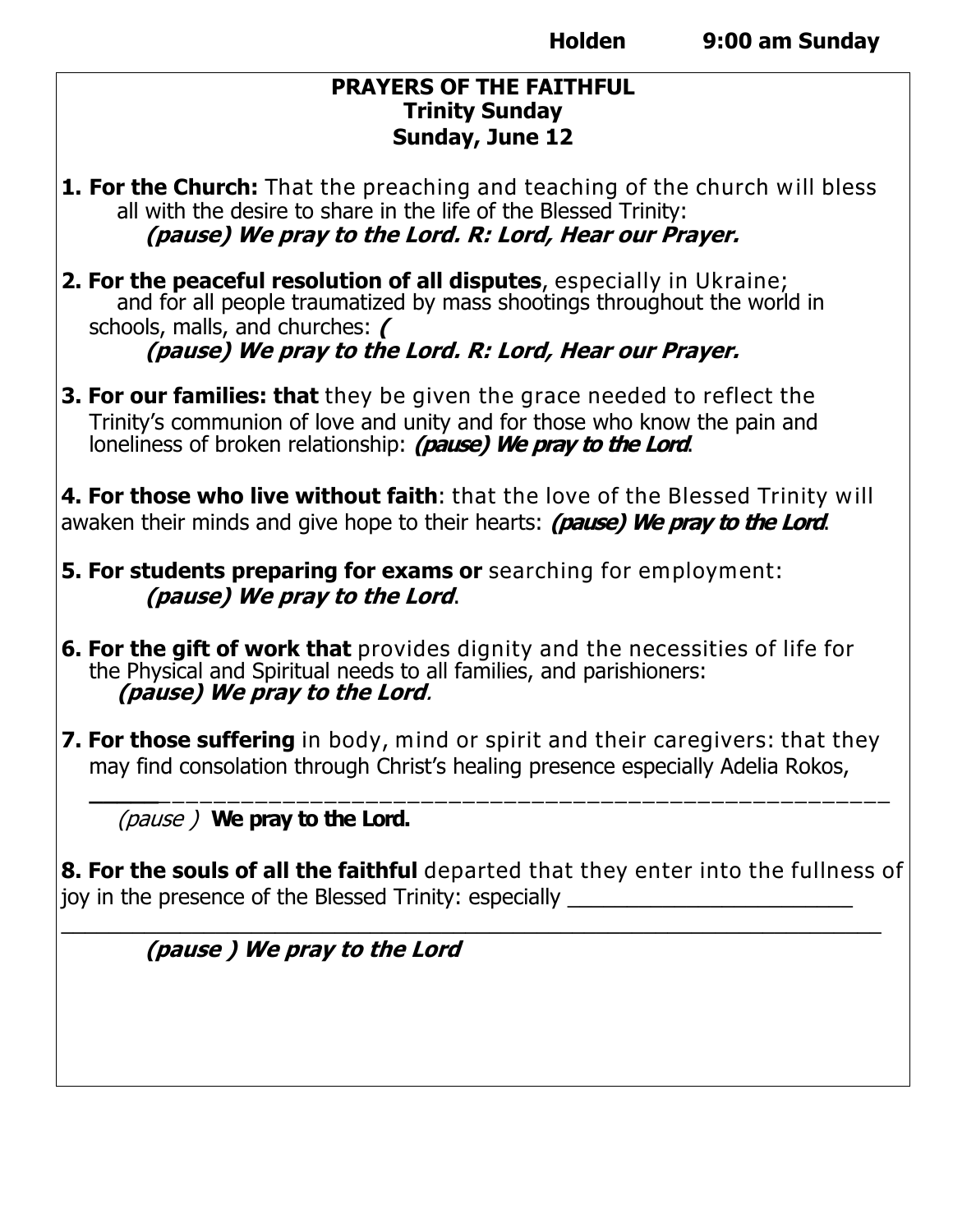**Holden 9:00 am Sunday**

**PRAYERS OF THE FAITHFUL**
**Trinity Sunday**
**Sunday, June 12**

**1. For the Church:** That the preaching and teaching of the church will bless all with the desire to share in the life of the Blessed Trinity:
***(pause) We pray to the Lord. R: Lord, Hear our Prayer.***

**2. For the peaceful resolution of all disputes**, especially in Ukraine; and for all people traumatized by mass shootings throughout the world in schools, malls, and churches: ***(***
***(pause) We pray to the Lord. R: Lord, Hear our Prayer.***

**3. For our families: that** they be given the grace needed to reflect the Trinity's communion of love and unity and for those who know the pain and loneliness of broken relationship: ***(pause) We pray to the Lord***.

**4. For those who live without faith**: that the love of the Blessed Trinity will awaken their minds and give hope to their hearts: ***(pause) We pray to the Lord***.

**5. For students preparing for exams or** searching for employment:
***(pause) We pray to the Lord***.

**6. For the gift of work that** provides dignity and the necessities of life for the Physical and Spiritual needs to all families, and parishioners:
***(pause) We pray to the Lord***.

**7. For those suffering** in body, mind or spirit and their caregivers: that they may find consolation through Christ's healing presence especially Adelia Rokos,
_____________________________________________________________

*(pause )* **We pray to the Lord.**

**8. For the souls of all the faithful** departed that they enter into the fullness of joy in the presence of the Blessed Trinity: especially ________________________
_____________________________________________________________

***(pause ) We pray to the Lord***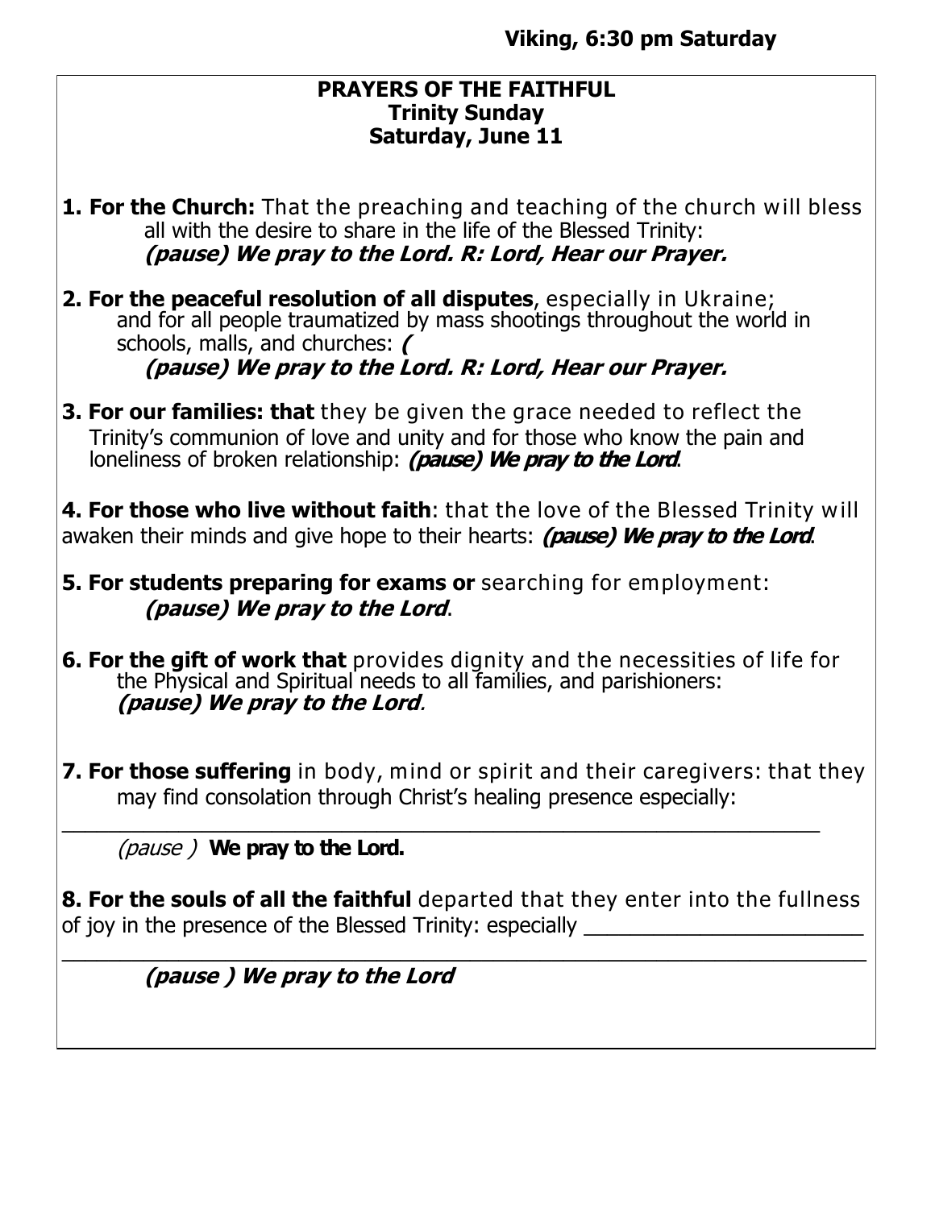**Viking, 6:30 pm Saturday**

**PRAYERS OF THE FAITHFUL**
**Trinity Sunday**
**Saturday, June 11**

**1. For the Church:** That the preaching and teaching of the church will bless all with the desire to share in the life of the Blessed Trinity:
***(pause) We pray to the Lord. R: Lord, Hear our Prayer.***

**2. For the peaceful resolution of all disputes**, especially in Ukraine; and for all people traumatized by mass shootings throughout the world in schools, malls, and churches: ***(***
***(pause) We pray to the Lord. R: Lord, Hear our Prayer.***

**3. For our families: that** they be given the grace needed to reflect the Trinity's communion of love and unity and for those who know the pain and loneliness of broken relationship: ***(pause) We pray to the Lord***.

**4. For those who live without faith**: that the love of the Blessed Trinity will awaken their minds and give hope to their hearts: ***(pause) We pray to the Lord***.

**5. For students preparing for exams or** searching for employment:
***(pause) We pray to the Lord***.

**6. For the gift of work that** provides dignity and the necessities of life for the Physical and Spiritual needs to all families, and parishioners:
***(pause) We pray to the Lord***.

**7. For those suffering** in body, mind or spirit and their caregivers: that they may find consolation through Christ's healing presence especially:
_______________________________________________________________
*(pause )* **We pray to the Lord.**

**8. For the souls of all the faithful** departed that they enter into the fullness of joy in the presence of the Blessed Trinity: especially ________________________
_______________________________________________________________
***(pause ) We pray to the Lord***